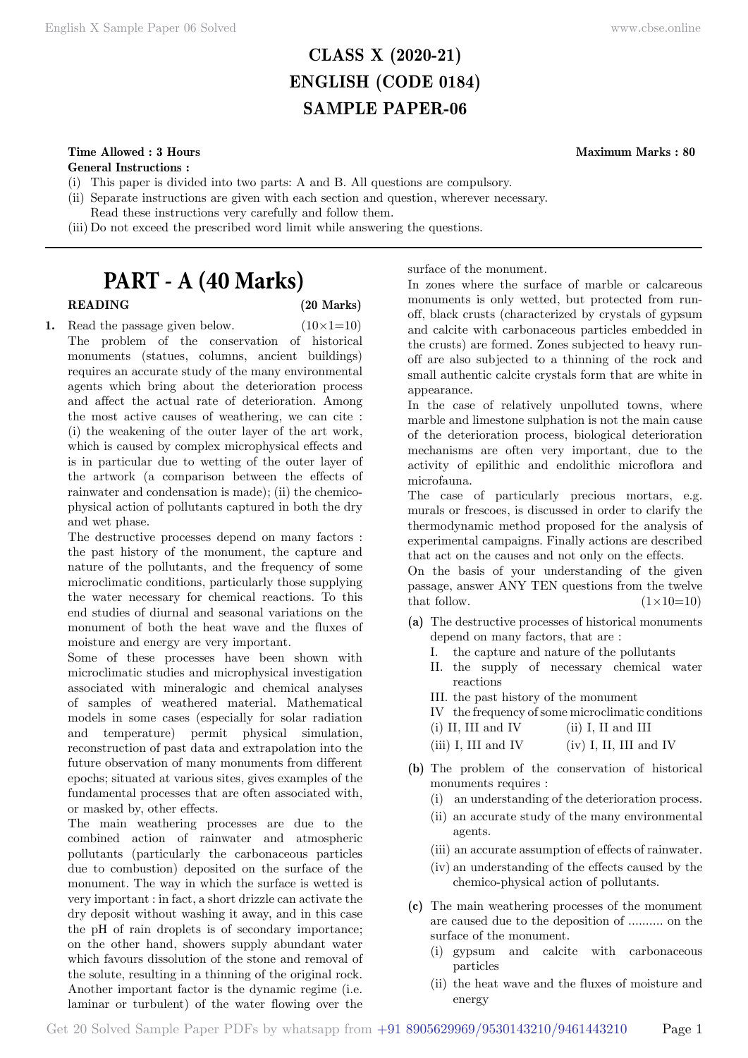# CLASS X (2020-21)
# ENGLISH (CODE 0184)
# SAMPLE PAPER-06

**Time Allowed : 3 Hours** **Maximum Marks : 80**

**General Instructions :**

(i) This paper is divided into two parts: A and B. All questions are compulsory.
(ii) Separate instructions are given with each section and question, wherever necessary. Read these instructions very carefully and follow them.
(iii) Do not exceed the prescribed word limit while answering the questions.

---

## PART - A (40 Marks)

### READING (20 Marks)

**1.** Read the passage given below. (10×1=10)

The problem of the conservation of historical monuments (statues, columns, ancient buildings) requires an accurate study of the many environmental agents which bring about the deterioration process and affect the actual rate of deterioration. Among the most active causes of weathering, we can cite : (i) the weakening of the outer layer of the art work, which is caused by complex microphysical effects and is in particular due to wetting of the outer layer of the artwork (a comparison between the effects of rainwater and condensation is made); (ii) the chemico-physical action of pollutants captured in both the dry and wet phase.

The destructive processes depend on many factors : the past history of the monument, the capture and nature of the pollutants, and the frequency of some microclimatic conditions, particularly those supplying the water necessary for chemical reactions. To this end studies of diurnal and seasonal variations on the monument of both the heat wave and the fluxes of moisture and energy are very important.

Some of these processes have been shown with microclimatic studies and microphysical investigation associated with mineralogic and chemical analyses of samples of weathered material. Mathematical models in some cases (especially for solar radiation and temperature) permit physical simulation, reconstruction of past data and extrapolation into the future observation of many monuments from different epochs; situated at various sites, gives examples of the fundamental processes that are often associated with, or masked by, other effects.

The main weathering processes are due to the combined action of rainwater and atmospheric pollutants (particularly the carbonaceous particles due to combustion) deposited on the surface of the monument. The way in which the surface is wetted is very important : in fact, a short drizzle can activate the dry deposit without washing it away, and in this case the pH of rain droplets is of secondary importance; on the other hand, showers supply abundant water which favours dissolution of the stone and removal of the solute, resulting in a thinning of the original rock. Another important factor is the dynamic regime (i.e. laminar or turbulent) of the water flowing over the surface of the monument.

In zones where the surface of marble or calcareous monuments is only wetted, but protected from run-off, black crusts (characterized by crystals of gypsum and calcite with carbonaceous particles embedded in the crusts) are formed. Zones subjected to heavy run-off are also subjected to a thinning of the rock and small authentic calcite crystals form that are white in appearance.

In the case of relatively unpolluted towns, where marble and limestone sulphation is not the main cause of the deterioration process, biological deterioration mechanisms are often very important, due to the activity of epilithic and endolithic microflora and microfauna.

The case of particularly precious mortars, e.g. murals or frescoes, is discussed in order to clarify the thermodynamic method proposed for the analysis of experimental campaigns. Finally actions are described that act on the causes and not only on the effects.

On the basis of your understanding of the given passage, answer ANY TEN questions from the twelve that follow. (1×10=10)

**(a)** The destructive processes of historical monuments depend on many factors, that are :

I. the capture and nature of the pollutants
II. the supply of necessary chemical water reactions
III. the past history of the monument
IV the frequency of some microclimatic conditions

(i) II, III and IV (ii) I, II and III
(iii) I, III and IV (iv) I, II, III and IV

**(b)** The problem of the conservation of historical monuments requires :

(i) an understanding of the deterioration process.
(ii) an accurate study of the many environmental agents.
(iii) an accurate assumption of effects of rainwater.
(iv) an understanding of the effects caused by the chemico-physical action of pollutants.

**(c)** The main weathering processes of the monument are caused due to the deposition of .......... on the surface of the monument.

(i) gypsum and calcite with carbonaceous particles
(ii) the heat wave and the fluxes of moisture and energy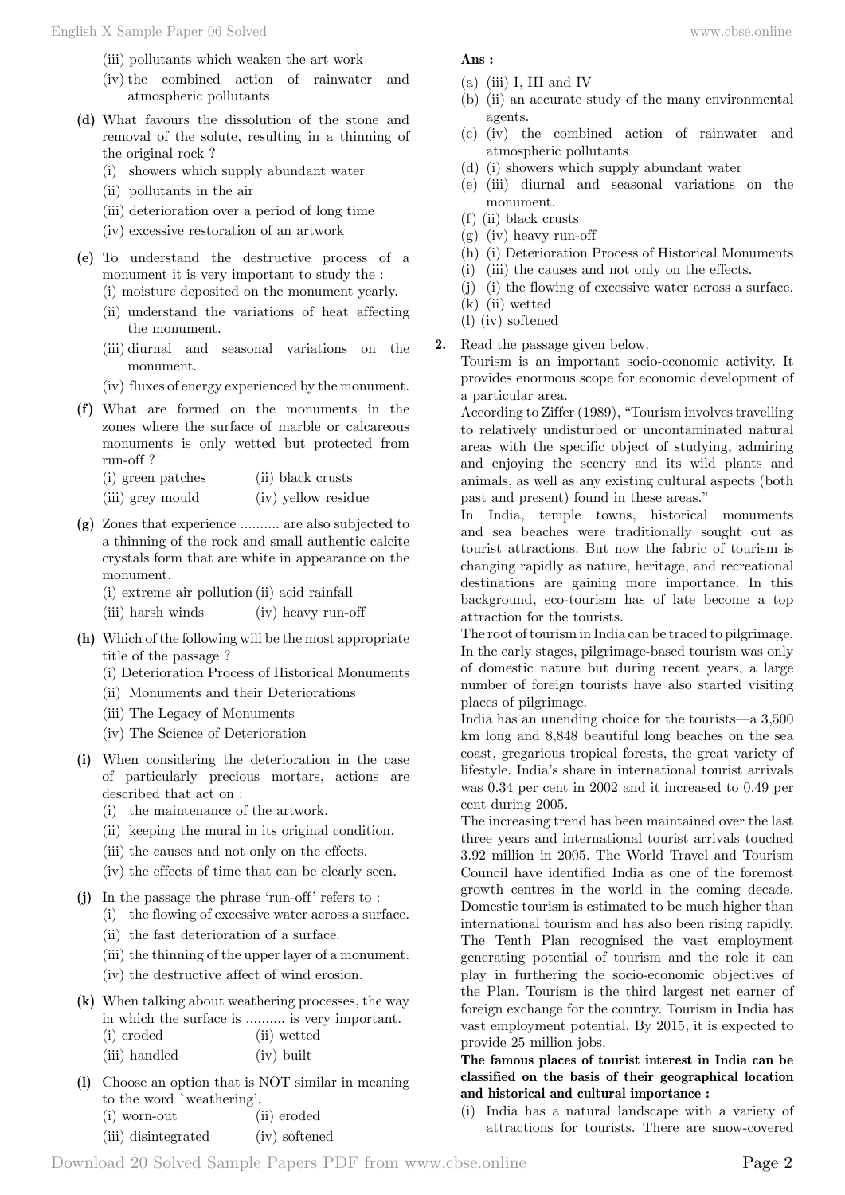(iii) pollutants which weaken the art work

(iv) the combined action of rainwater and atmospheric pollutants

**(d)** What favours the dissolution of the stone and removal of the solute, resulting in a thinning of the original rock ?

(i) showers which supply abundant water

(ii) pollutants in the air

(iii) deterioration over a period of long time

(iv) excessive restoration of an artwork

**(e)** To understand the destructive process of a monument it is very important to study the :

(i) moisture deposited on the monument yearly.

(ii) understand the variations of heat affecting the monument.

(iii) diurnal and seasonal variations on the monument.

(iv) fluxes of energy experienced by the monument.

**(f)** What are formed on the monuments in the zones where the surface of marble or calcareous monuments is only wetted but protected from run-off ?

(i) green patches (ii) black crusts

(iii) grey mould (iv) yellow residue

**(g)** Zones that experience .......... are also subjected to a thinning of the rock and small authentic calcite crystals form that are white in appearance on the monument.

(i) extreme air pollution (ii) acid rainfall

(iii) harsh winds (iv) heavy run-off

**(h)** Which of the following will be the most appropriate title of the passage ?

(i) Deterioration Process of Historical Monuments

(ii) Monuments and their Deteriorations

(iii) The Legacy of Monuments

(iv) The Science of Deterioration

**(i)** When considering the deterioration in the case of particularly precious mortars, actions are described that act on :

(i) the maintenance of the artwork.

(ii) keeping the mural in its original condition.

(iii) the causes and not only on the effects.

(iv) the effects of time that can be clearly seen.

**(j)** In the passage the phrase 'run-off' refers to :

(i) the flowing of excessive water across a surface.

(ii) the fast deterioration of a surface.

(iii) the thinning of the upper layer of a monument.

(iv) the destructive affect of wind erosion.

**(k)** When talking about weathering processes, the way in which the surface is .......... is very important.

(i) eroded (ii) wetted

(iii) handled (iv) built

**(l)** Choose an option that is NOT similar in meaning to the word `weathering'.

(i) worn-out (ii) eroded

(iii) disintegrated (iv) softened

**Ans :**

(a) (iii) I, III and IV

(b) (ii) an accurate study of the many environmental agents.

(c) (iv) the combined action of rainwater and atmospheric pollutants

(d) (i) showers which supply abundant water

(e) (iii) diurnal and seasonal variations on the monument.

(f) (ii) black crusts

(g) (iv) heavy run-off

(h) (i) Deterioration Process of Historical Monuments

(i) (iii) the causes and not only on the effects.

(j) (i) the flowing of excessive water across a surface.

(k) (ii) wetted

(l) (iv) softened

**2.** Read the passage given below.

Tourism is an important socio-economic activity. It provides enormous scope for economic development of a particular area.

According to Ziffer (1989), "Tourism involves travelling to relatively undisturbed or uncontaminated natural areas with the specific object of studying, admiring and enjoying the scenery and its wild plants and animals, as well as any existing cultural aspects (both past and present) found in these areas."

In India, temple towns, historical monuments and sea beaches were traditionally sought out as tourist attractions. But now the fabric of tourism is changing rapidly as nature, heritage, and recreational destinations are gaining more importance. In this background, eco-tourism has of late become a top attraction for the tourists.

The root of tourism in India can be traced to pilgrimage. In the early stages, pilgrimage-based tourism was only of domestic nature but during recent years, a large number of foreign tourists have also started visiting places of pilgrimage.

India has an unending choice for the tourists—a 3,500 km long and 8,848 beautiful long beaches on the sea coast, gregarious tropical forests, the great variety of lifestyle. India's share in international tourist arrivals was 0.34 per cent in 2002 and it increased to 0.49 per cent during 2005.

The increasing trend has been maintained over the last three years and international tourist arrivals touched 3.92 million in 2005. The World Travel and Tourism Council have identified India as one of the foremost growth centres in the world in the coming decade. Domestic tourism is estimated to be much higher than international tourism and has also been rising rapidly. The Tenth Plan recognised the vast employment generating potential of tourism and the role it can play in furthering the socio-economic objectives of the Plan. Tourism is the third largest net earner of foreign exchange for the country. Tourism in India has vast employment potential. By 2015, it is expected to provide 25 million jobs.

**The famous places of tourist interest in India can be classified on the basis of their geographical location and historical and cultural importance :**

(i) India has a natural landscape with a variety of attractions for tourists. There are snow-covered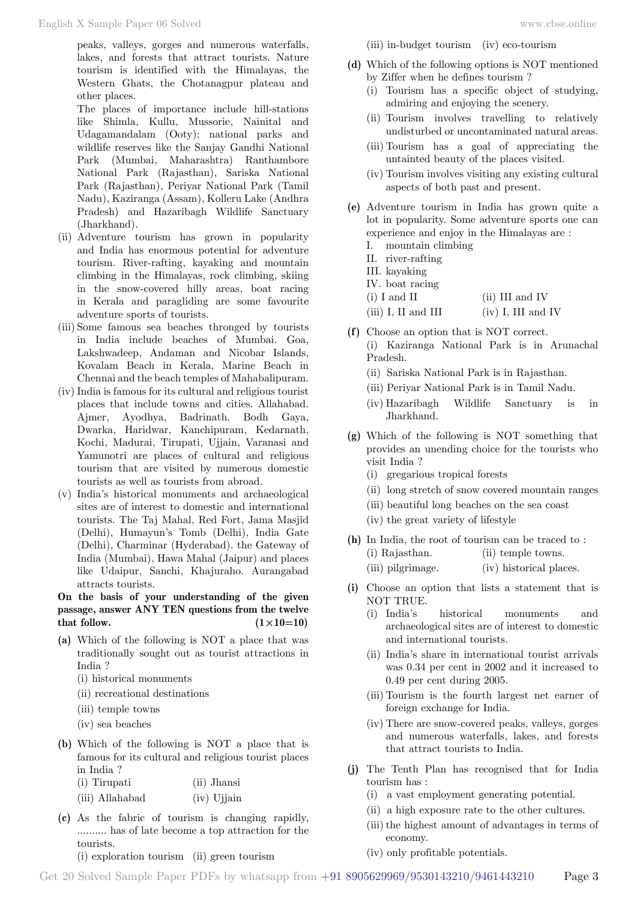peaks, valleys, gorges and numerous waterfalls, lakes, and forests that attract tourists. Nature tourism is identified with the Himalayas, the Western Ghats, the Chotanagpur plateau and other places.

The places of importance include hill-stations like Shimla, Kullu, Mussorie, Nainital and Udagamandalam (Ooty); national parks and wildlife reserves like the Sanjay Gandhi National Park (Mumbai, Maharashtra) Ranthambore National Park (Rajasthan), Sariska National Park (Rajasthan), Periyar National Park (Tamil Nadu), Kaziranga (Assam), Kolleru Lake (Andhra Pradesh) and Hazaribagh Wildlife Sanctuary (Jharkhand).

(ii) Adventure tourism has grown in popularity and India has enormous potential for adventure tourism. River-rafting, kayaking and mountain climbing in the Himalayas, rock climbing, skiing in the snow-covered hilly areas, boat racing in Kerala and paragliding are some favourite adventure sports of tourists.

(iii) Some famous sea beaches thronged by tourists in India include beaches of Mumbai. Goa, Lakshwadeep, Andaman and Nicobar Islands, Kovalam Beach in Kerala, Marine Beach in Chennai and the beach temples of Mahabalipuram.

(iv) India is famous for its cultural and religious tourist places that include towns and cities. Allahabad. Ajmer, Ayodhya, Badrinath. Bodh Gaya, Dwarka, Haridwar, Kanchipuram, Kedarnath, Kochi, Madurai, Tirupati, Ujjain, Varanasi and Yamunotri are places of cultural and religious tourism that are visited by numerous domestic tourists as well as tourists from abroad.

(v) India's historical monuments and archaeological sites are of interest to domestic and international tourists. The Taj Mahal, Red Fort, Jama Masjid (Delhi), Humayun's Tomb (Delhi), India Gate (Delhi), Charminar (Hyderabad). the Gateway of India (Mumbai), Hawa Mahal (Jaipur) and places like Udaipur, Sanchi, Khajuraho. Aurangabad attracts tourists.

**On the basis of your understanding of the given passage, answer ANY TEN questions from the twelve that follow. (1×10=10)**

**(a)** Which of the following is NOT a place that was traditionally sought out as tourist attractions in India ?
(i) historical monuments
(ii) recreational destinations
(iii) temple towns
(iv) sea beaches

**(b)** Which of the following is NOT a place that is famous for its cultural and religious tourist places in India ?
(i) Tirupati (ii) Jhansi
(iii) Allahabad (iv) Ujjain

**(c)** As the fabric of tourism is changing rapidly, .......... has of late become a top attraction for the tourists.
(i) exploration tourism (ii) green tourism
(iii) in-budget tourism (iv) eco-tourism

**(d)** Which of the following options is NOT mentioned by Ziffer when he defines tourism ?
(i) Tourism has a specific object of studying, admiring and enjoying the scenery.
(ii) Tourism involves travelling to relatively undisturbed or uncontaminated natural areas.
(iii) Tourism has a goal of appreciating the untainted beauty of the places visited.
(iv) Tourism involves visiting any existing cultural aspects of both past and present.

**(e)** Adventure tourism in India has grown quite a lot in popularity. Some adventure sports one can experience and enjoy in the Himalayas are :
I. mountain climbing
II. river-rafting
III. kayaking
IV. boat racing
(i) I and II (ii) III and IV
(iii) I, II and III (iv) I, III and IV

**(f)** Choose an option that is NOT correct.
(i) Kaziranga National Park is in Arunachal Pradesh.
(ii) Sariska National Park is in Rajasthan.
(iii) Periyar National Park is in Tamil Nadu.
(iv) Hazaribagh Wildlife Sanctuary is in Jharkhand.

**(g)** Which of the following is NOT something that provides an unending choice for the tourists who visit India ?
(i) gregarious tropical forests
(ii) long stretch of snow covered mountain ranges
(iii) beautiful long beaches on the sea coast
(iv) the great variety of lifestyle

**(h)** In India, the root of tourism can be traced to :
(i) Rajasthan. (ii) temple towns.
(iii) pilgrimage. (iv) historical places.

**(i)** Choose an option that lists a statement that is NOT TRUE.
(i) India's historical monuments and archaeological sites are of interest to domestic and international tourists.
(ii) India's share in international tourist arrivals was 0.34 per cent in 2002 and it increased to 0.49 per cent during 2005.
(iii) Tourism is the fourth largest net earner of foreign exchange for India.
(iv) There are snow-covered peaks, valleys, gorges and numerous waterfalls, lakes, and forests that attract tourists to India.

**(j)** The Tenth Plan has recognised that for India tourism has :
(i) a vast employment generating potential.
(ii) a high exposure rate to the other cultures.
(iii) the highest amount of advantages in terms of economy.
(iv) only profitable potentials.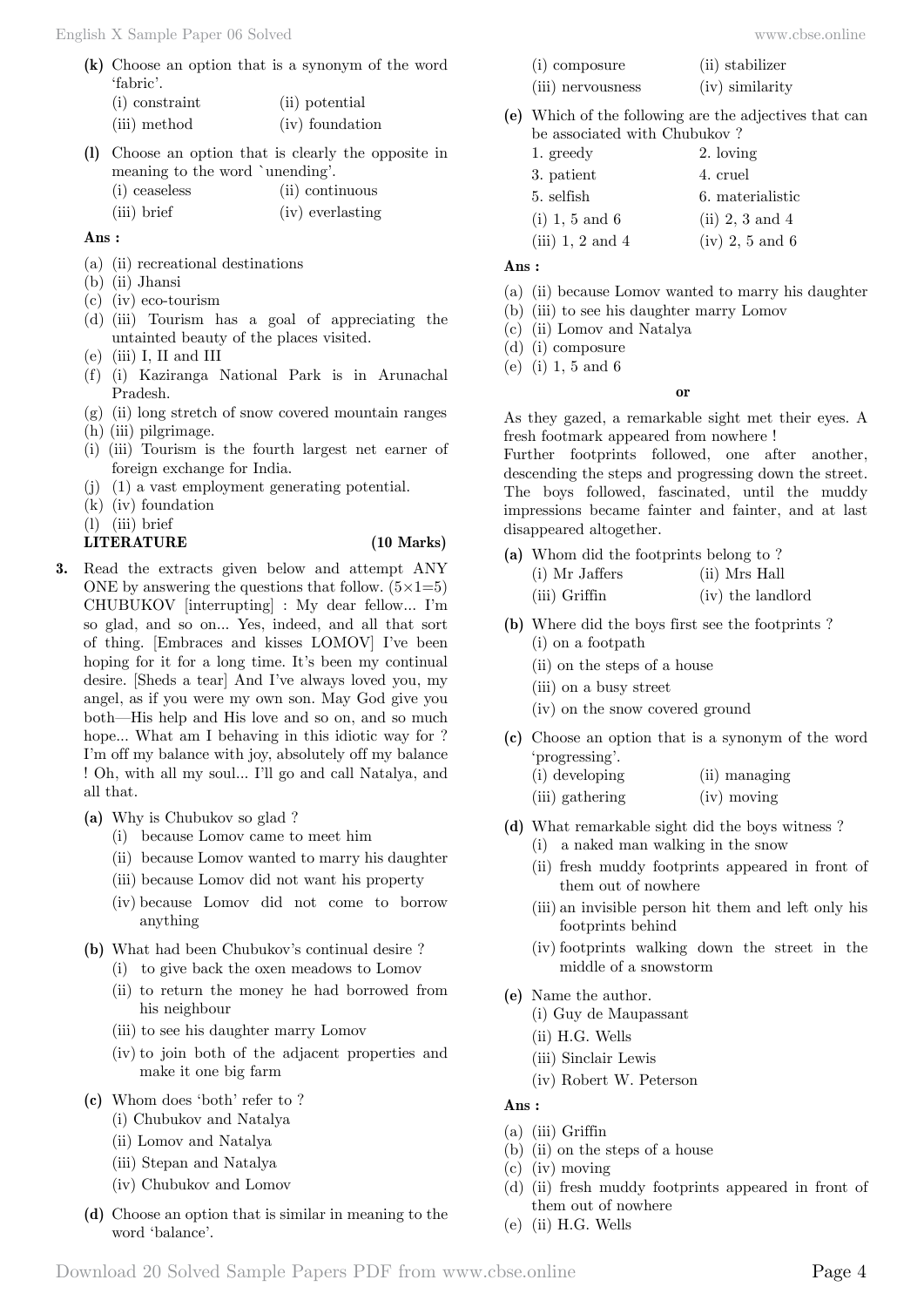**(k)** Choose an option that is a synonym of the word 'fabric'.

(i) constraint (ii) potential
(iii) method (iv) foundation

**(l)** Choose an option that is clearly the opposite in meaning to the word `unending'.

(i) ceaseless (ii) continuous
(iii) brief (iv) everlasting

**Ans :**

(a) (ii) recreational destinations
(b) (ii) Jhansi
(c) (iv) eco-tourism
(d) (iii) Tourism has a goal of appreciating the untainted beauty of the places visited.
(e) (iii) I, II and III
(f) (i) Kaziranga National Park is in Arunachal Pradesh.
(g) (ii) long stretch of snow covered mountain ranges
(h) (iii) pilgrimage.
(i) (iii) Tourism is the fourth largest net earner of foreign exchange for India.
(j) (1) a vast employment generating potential.
(k) (iv) foundation
(l) (iii) brief

**LITERATURE (10 Marks)**

**3.** Read the extracts given below and attempt ANY ONE by answering the questions that follow. $(5\times1=5)$

CHUBUKOV [interrupting] : My dear fellow... I'm so glad, and so on... Yes, indeed, and all that sort of thing. [Embraces and kisses LOMOV] I've been hoping for it for a long time. It's been my continual desire. [Sheds a tear] And I've always loved you, my angel, as if you were my own son. May God give you both—His help and His love and so on, and so much hope... What am I behaving in this idiotic way for ? I'm off my balance with joy, absolutely off my balance ! Oh, with all my soul... I'll go and call Natalya, and all that.

**(a)** Why is Chubukov so glad ?
(i) because Lomov came to meet him
(ii) because Lomov wanted to marry his daughter
(iii) because Lomov did not want his property
(iv) because Lomov did not come to borrow anything

**(b)** What had been Chubukov's continual desire ?
(i) to give back the oxen meadows to Lomov
(ii) to return the money he had borrowed from his neighbour
(iii) to see his daughter marry Lomov
(iv) to join both of the adjacent properties and make it one big farm

**(c)** Whom does 'both' refer to ?
(i) Chubukov and Natalya
(ii) Lomov and Natalya
(iii) Stepan and Natalya
(iv) Chubukov and Lomov

**(d)** Choose an option that is similar in meaning to the word 'balance'.
(i) composure (ii) stabilizer
(iii) nervousness (iv) similarity

**(e)** Which of the following are the adjectives that can be associated with Chubukov ?
1. greedy 2. loving
3. patient 4. cruel
5. selfish 6. materialistic
(i) 1, 5 and 6 (ii) 2, 3 and 4
(iii) 1, 2 and 4 (iv) 2, 5 and 6

**Ans :**

(a) (ii) because Lomov wanted to marry his daughter
(b) (iii) to see his daughter marry Lomov
(c) (ii) Lomov and Natalya
(d) (i) composure
(e) (i) 1, 5 and 6

**or**

As they gazed, a remarkable sight met their eyes. A fresh footmark appeared from nowhere !

Further footprints followed, one after another, descending the steps and progressing down the street. The boys followed, fascinated, until the muddy impressions became fainter and fainter, and at last disappeared altogether.

**(a)** Whom did the footprints belong to ?
(i) Mr Jaffers (ii) Mrs Hall
(iii) Griffin (iv) the landlord

**(b)** Where did the boys first see the footprints ?
(i) on a footpath
(ii) on the steps of a house
(iii) on a busy street
(iv) on the snow covered ground

**(c)** Choose an option that is a synonym of the word 'progressing'.
(i) developing (ii) managing
(iii) gathering (iv) moving

**(d)** What remarkable sight did the boys witness ?
(i) a naked man walking in the snow
(ii) fresh muddy footprints appeared in front of them out of nowhere
(iii) an invisible person hit them and left only his footprints behind
(iv) footprints walking down the street in the middle of a snowstorm

**(e)** Name the author.
(i) Guy de Maupassant
(ii) H.G. Wells
(iii) Sinclair Lewis
(iv) Robert W. Peterson

**Ans :**

(a) (iii) Griffin
(b) (ii) on the steps of a house
(c) (iv) moving
(d) (ii) fresh muddy footprints appeared in front of them out of nowhere
(e) (ii) H.G. Wells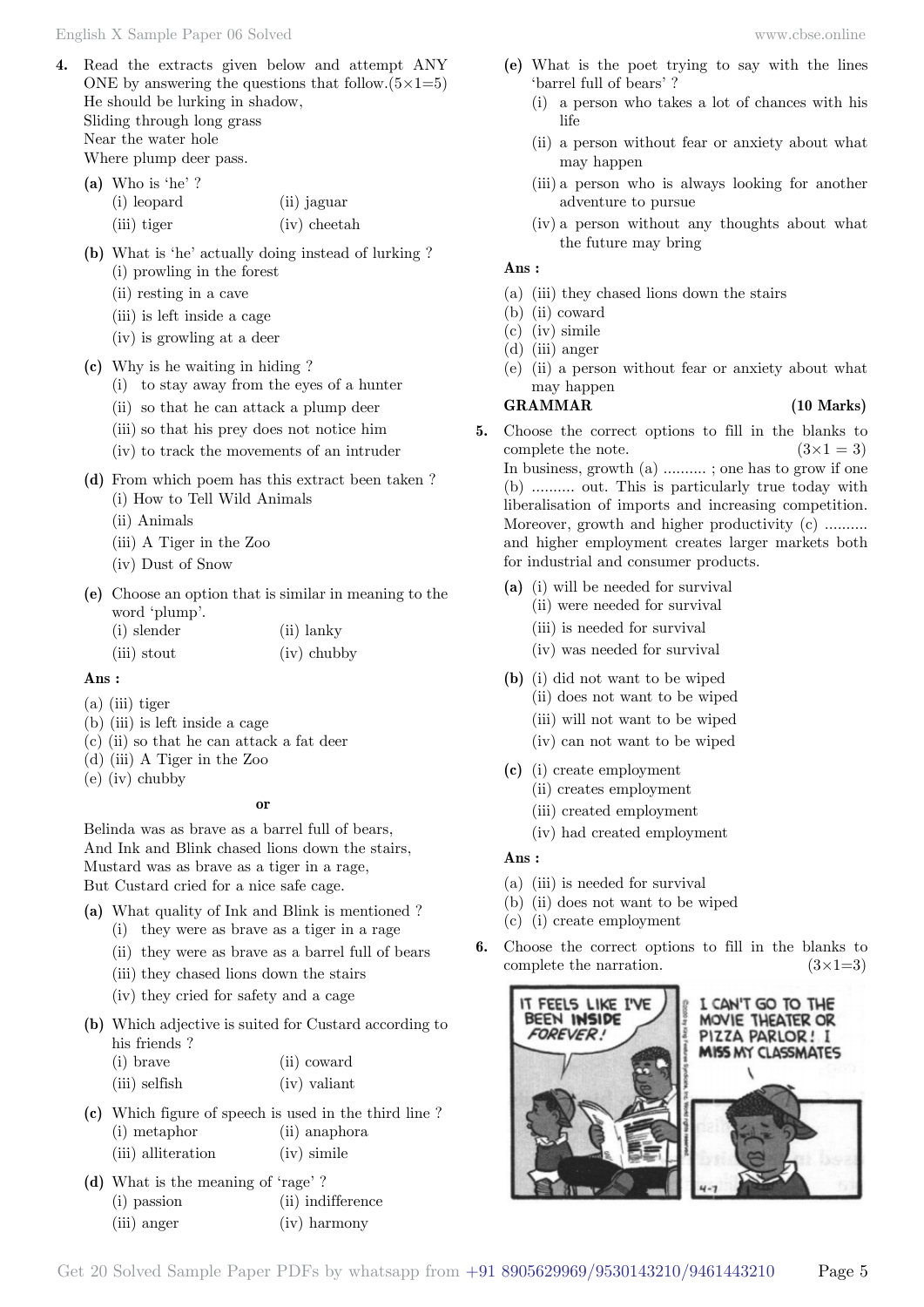**4.** Read the extracts given below and attempt ANY ONE by answering the questions that follow.(5×1=5)

He should be lurking in shadow,
Sliding through long grass
Near the water hole
Where plump deer pass.

**(a)** Who is 'he' ?
(i) leopard (ii) jaguar
(iii) tiger (iv) cheetah

**(b)** What is 'he' actually doing instead of lurking ?
(i) prowling in the forest
(ii) resting in a cave
(iii) is left inside a cage
(iv) is growling at a deer

**(c)** Why is he waiting in hiding ?
(i) to stay away from the eyes of a hunter
(ii) so that he can attack a plump deer
(iii) so that his prey does not notice him
(iv) to track the movements of an intruder

**(d)** From which poem has this extract been taken ?
(i) How to Tell Wild Animals
(ii) Animals
(iii) A Tiger in the Zoo
(iv) Dust of Snow

**(e)** Choose an option that is similar in meaning to the word 'plump'.
(i) slender (ii) lanky
(iii) stout (iv) chubby

**Ans :**

(a) (iii) tiger
(b) (iii) is left inside a cage
(c) (ii) so that he can attack a fat deer
(d) (iii) A Tiger in the Zoo
(e) (iv) chubby

**or**

Belinda was as brave as a barrel full of bears,
And Ink and Blink chased lions down the stairs,
Mustard was as brave as a tiger in a rage,
But Custard cried for a nice safe cage.

**(a)** What quality of Ink and Blink is mentioned ?
(i) they were as brave as a tiger in a rage
(ii) they were as brave as a barrel full of bears
(iii) they chased lions down the stairs
(iv) they cried for safety and a cage

**(b)** Which adjective is suited for Custard according to his friends ?
(i) brave (ii) coward
(iii) selfish (iv) valiant

**(c)** Which figure of speech is used in the third line ?
(i) metaphor (ii) anaphora
(iii) alliteration (iv) simile

**(d)** What is the meaning of 'rage' ?
(i) passion (ii) indifference
(iii) anger (iv) harmony

**(e)** What is the poet trying to say with the lines 'barrel full of bears' ?
(i) a person who takes a lot of chances with his life
(ii) a person without fear or anxiety about what may happen
(iii) a person who is always looking for another adventure to pursue
(iv) a person without any thoughts about what the future may bring

**Ans :**

(a) (iii) they chased lions down the stairs
(b) (ii) coward
(c) (iv) simile
(d) (iii) anger
(e) (ii) a person without fear or anxiety about what may happen

## GRAMMAR (10 Marks)

**5.** Choose the correct options to fill in the blanks to complete the note. (3×1 = 3)

In business, growth (a) .......... ; one has to grow if one (b) .......... out. This is particularly true today with liberalisation of imports and increasing competition. Moreover, growth and higher productivity (c) .......... and higher employment creates larger markets both for industrial and consumer products.

**(a)** (i) will be needed for survival
(ii) were needed for survival
(iii) is needed for survival
(iv) was needed for survival

**(b)** (i) did not want to be wiped
(ii) does not want to be wiped
(iii) will not want to be wiped
(iv) can not want to be wiped

**(c)** (i) create employment
(ii) creates employment
(iii) created employment
(iv) had created employment

**Ans :**

(a) (iii) is needed for survival
(b) (ii) does not want to be wiped
(c) (i) create employment

**6.** Choose the correct options to fill in the blanks to complete the narration. (3×1=3)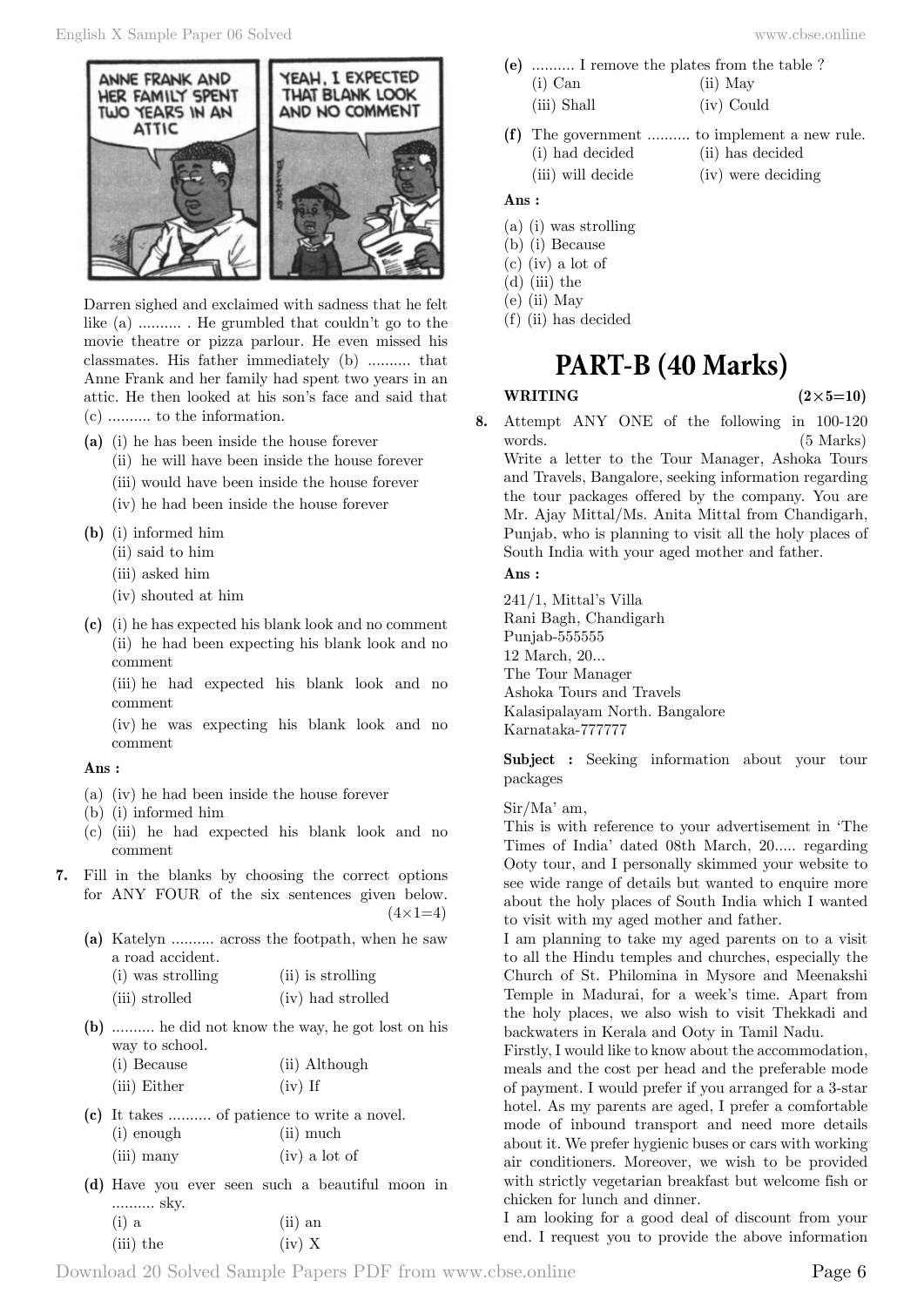ANNE FRANK AND HER FAMILY SPENT TWO YEARS IN AN ATTIC

YEAH, I EXPECTED THAT BLANK LOOK AND NO COMMENT

Darren sighed and exclaimed with sadness that he felt like (a) .......... . He grumbled that couldn't go to the movie theatre or pizza parlour. He even missed his classmates. His father immediately (b) .......... that Anne Frank and her family had spent two years in an attic. He then looked at his son's face and said that (c) .......... to the information.

**(a)** (i) he has been inside the house forever
(ii) he will have been inside the house forever
(iii) would have been inside the house forever
(iv) he had been inside the house forever

**(b)** (i) informed him
(ii) said to him
(iii) asked him
(iv) shouted at him

**(c)** (i) he has expected his blank look and no comment
(ii) he had been expecting his blank look and no comment
(iii) he had expected his blank look and no comment
(iv) he was expecting his blank look and no comment

**Ans :**

(a) (iv) he had been inside the house forever
(b) (i) informed him
(c) (iii) he had expected his blank look and no comment

**7.** Fill in the blanks by choosing the correct options for ANY FOUR of the six sentences given below. (4×1=4)

**(a)** Katelyn .......... across the footpath, when he saw a road accident.
(i) was strolling (ii) is strolling
(iii) strolled (iv) had strolled

**(b)** .......... he did not know the way, he got lost on his way to school.
(i) Because (ii) Although
(iii) Either (iv) If

**(c)** It takes .......... of patience to write a novel.
(i) enough (ii) much
(iii) many (iv) a lot of

**(d)** Have you ever seen such a beautiful moon in .......... sky.
(i) a (ii) an
(iii) the (iv) X

**(e)** .......... I remove the plates from the table ?
(i) Can (ii) May
(iii) Shall (iv) Could

**(f)** The government .......... to implement a new rule.
(i) had decided (ii) has decided
(iii) will decide (iv) were deciding

**Ans :**

(a) (i) was strolling
(b) (i) Because
(c) (iv) a lot of
(d) (iii) the
(e) (ii) May
(f) (ii) has decided

# PART-B (40 Marks)

**WRITING** **(2×5=10)**

**8.** Attempt ANY ONE of the following in 100-120 words. (5 Marks)
Write a letter to the Tour Manager, Ashoka Tours and Travels, Bangalore, seeking information regarding the tour packages offered by the company. You are Mr. Ajay Mittal/Ms. Anita Mittal from Chandigarh, Punjab, who is planning to visit all the holy places of South India with your aged mother and father.

**Ans :**

241/1, Mittal's Villa
Rani Bagh, Chandigarh
Punjab-555555
12 March, 20...
The Tour Manager
Ashoka Tours and Travels
Kalasipalayam North. Bangalore
Karnataka-777777

**Subject :** Seeking information about your tour packages

Sir/Ma' am,
This is with reference to your advertisement in 'The Times of India' dated 08th March, 20..... regarding Ooty tour, and I personally skimmed your website to see wide range of details but wanted to enquire more about the holy places of South India which I wanted to visit with my aged mother and father.
I am planning to take my aged parents on to a visit to all the Hindu temples and churches, especially the Church of St. Philomina in Mysore and Meenakshi Temple in Madurai, for a week's time. Apart from the holy places, we also wish to visit Thekkadi and backwaters in Kerala and Ooty in Tamil Nadu.
Firstly, I would like to know about the accommodation, meals and the cost per head and the preferable mode of payment. I would prefer if you arranged for a 3-star hotel. As my parents are aged, I prefer a comfortable mode of inbound transport and need more details about it. We prefer hygienic buses or cars with working air conditioners. Moreover, we wish to be provided with strictly vegetarian breakfast but welcome fish or chicken for lunch and dinner.
I am looking for a good deal of discount from your end. I request you to provide the above information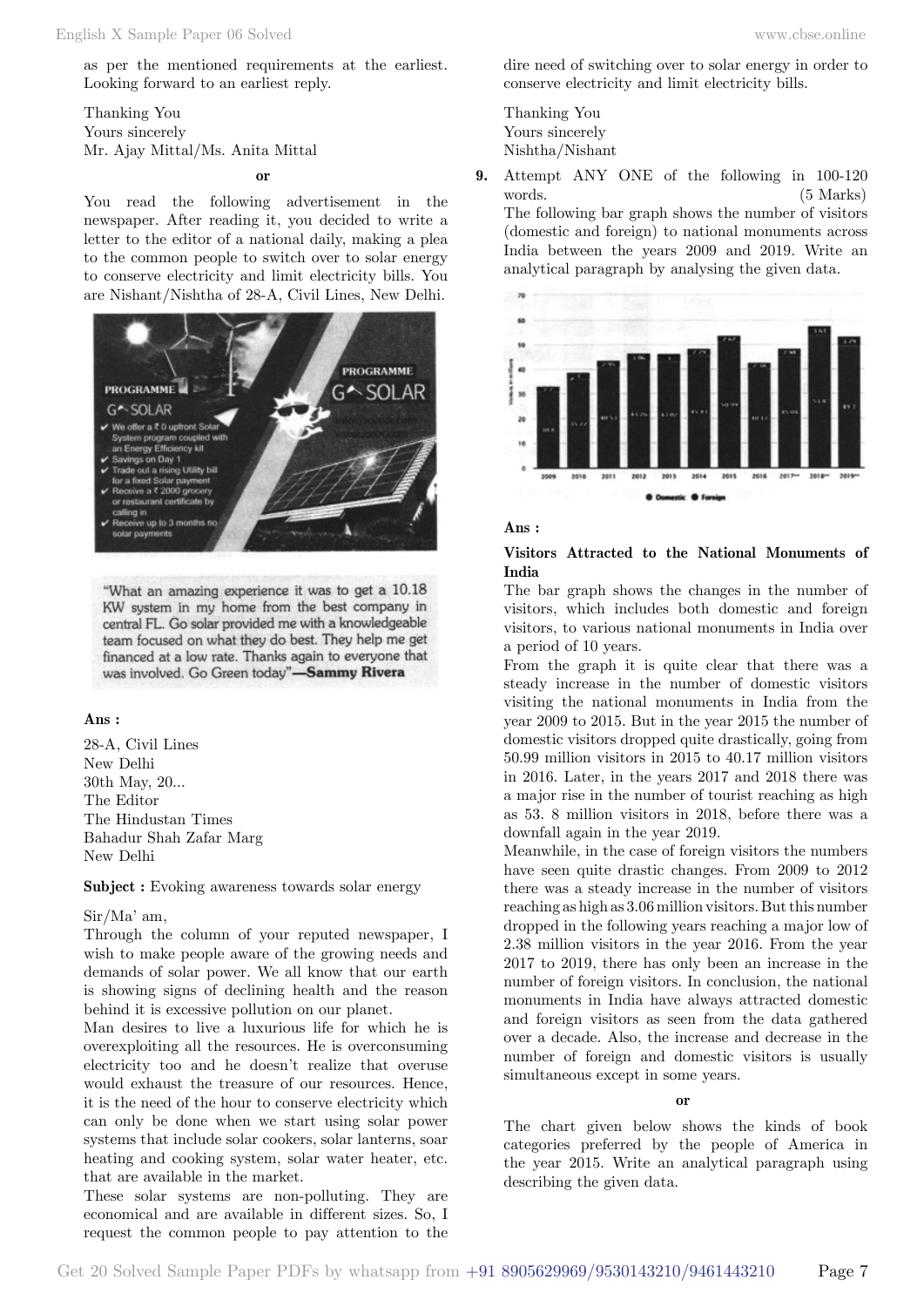as per the mentioned requirements at the earliest. Looking forward to an earliest reply.

Thanking You
Yours sincerely
Mr. Ajay Mittal/Ms. Anita Mittal

**or**

You read the following advertisement in the newspaper. After reading it, you decided to write a letter to the editor of a national daily, making a plea to the common people to switch over to solar energy to conserve electricity and limit electricity bills. You are Nishant/Nishtha of 28-A, Civil Lines, New Delhi.

PROGRAMME
GO SOLAR
✔ We offer a ₹ 0 upfront Solar System program coupled with an Energy Efficiency kit
✔ Savings on Day 1
✔ Trade out a rising Utility bill for a fixed Solar payment
✔ Receive a ₹ 2000 grocery or restaurant certificate by calling in
✔ Receive up to 3 months no solar payments

PROGRAMME
GO SOLAR

"What an amazing experience it was to get a 10.18 KW system in my home from the best company in central FL. Go solar provided me with a knowledgeable team focused on what they do best. They help me get financed at a low rate. Thanks again to everyone that was involved. Go Green today"—**Sammy Rivera**

**Ans :**

28-A, Civil Lines
New Delhi
30th May, 20...
The Editor
The Hindustan Times
Bahadur Shah Zafar Marg
New Delhi

**Subject :** Evoking awareness towards solar energy

Sir/Ma' am,
Through the column of your reputed newspaper, I wish to make people aware of the growing needs and demands of solar power. We all know that our earth is showing signs of declining health and the reason behind it is excessive pollution on our planet.
Man desires to live a luxurious life for which he is overexploiting all the resources. He is overconsuming electricity too and he doesn't realize that overuse would exhaust the treasure of our resources. Hence, it is the need of the hour to conserve electricity which can only be done when we start using solar power systems that include solar cookers, solar lanterns, soar heating and cooking system, solar water heater, etc. that are available in the market.
These solar systems are non-polluting. They are economical and are available in different sizes. So, I request the common people to pay attention to the dire need of switching over to solar energy in order to conserve electricity and limit electricity bills.

Thanking You
Yours sincerely
Nishtha/Nishant

**9.** Attempt ANY ONE of the following in 100-120 words. (5 Marks)
The following bar graph shows the number of visitors (domestic and foreign) to national monuments across India between the years 2009 and 2019. Write an analytical paragraph by analysing the given data.

**Ans :**

**Visitors Attracted to the National Monuments of India**

The bar graph shows the changes in the number of visitors, which includes both domestic and foreign visitors, to various national monuments in India over a period of 10 years.
From the graph it is quite clear that there was a steady increase in the number of domestic visitors visiting the national monuments in India from the year 2009 to 2015. But in the year 2015 the number of domestic visitors dropped quite drastically, going from 50.99 million visitors in 2015 to 40.17 million visitors in 2016. Later, in the years 2017 and 2018 there was a major rise in the number of tourist reaching as high as 53. 8 million visitors in 2018, before there was a downfall again in the year 2019.
Meanwhile, in the case of foreign visitors the numbers have seen quite drastic changes. From 2009 to 2012 there was a steady increase in the number of visitors reaching as high as 3.06 million visitors. But this number dropped in the following years reaching a major low of 2.38 million visitors in the year 2016. From the year 2017 to 2019, there has only been an increase in the number of foreign visitors. In conclusion, the national monuments in India have always attracted domestic and foreign visitors as seen from the data gathered over a decade. Also, the increase and decrease in the number of foreign and domestic visitors is usually simultaneous except in some years.

**or**

The chart given below shows the kinds of book categories preferred by the people of America in the year 2015. Write an analytical paragraph using describing the given data.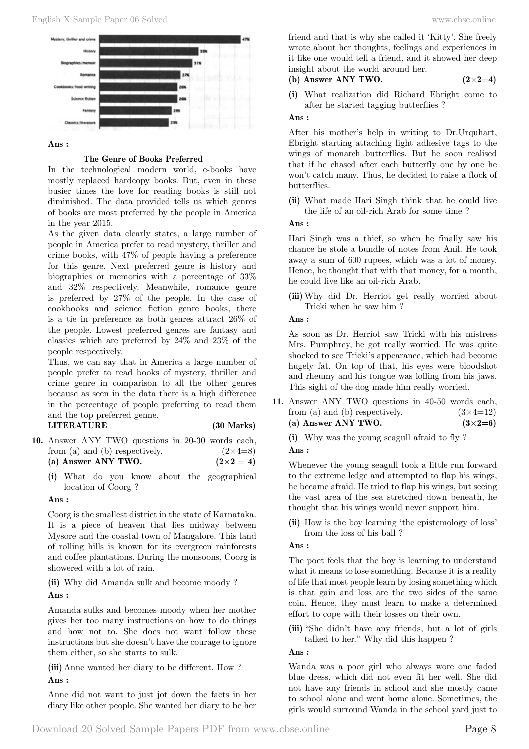| Genre | Percentage |
|---|---|
| Mystery, thriller and crime | 47% |
| History | 33% |
| Biographies/memoir | 31% |
| Romance | 27% |
| Cookbooks/food writing | 26% |
| Science fiction | 26% |
| Fantasy | 24% |
| Classics/literature | 23% |

**Ans :**

**The Genre of Books Preferred**

In the technological modern world, e-books have mostly replaced hardcopy books. But, even in these busier times the love for reading books is still not diminished. The data provided tells us which genres of books are most preferred by the people in America in the year 2015.

As the given data clearly states, a large number of people in America prefer to read mystery, thriller and crime books, with 47% of people having a preference for this genre. Next preferred genre is history and biographies or memories with a percentage of 33% and 32% respectively. Meanwhile, romance genre is preferred by 27% of the people. In the case of cookbooks and science fiction genre books, there is a tie in preference as both genres attract 26% of the people. Lowest preferred genres are fantasy and classics which are preferred by 24% and 23% of the people respectively.

Thus, we can say that in America a large number of people prefer to read books of mystery, thriller and crime genre in comparison to all the other genres because as seen in the data there is a high difference in the percentage of people preferring to read them and the top preferred genne.

## LITERATURE (30 Marks)

**10.** Answer ANY TWO questions in 20-30 words each, from (a) and (b) respectively. (2×4=8)

**(a) Answer ANY TWO. (2×2 = 4)**

**(i)** What do you know about the geographical location of Coorg ?

**Ans :**

Coorg is the smallest district in the state of Karnataka. It is a piece of heaven that lies midway between Mysore and the coastal town of Mangalore. This land of rolling hills is known for its evergreen rainforests and coffee plantations. During the monsoons, Coorg is showered with a lot of rain.

**(ii)** Why did Amanda sulk and become moody ?

**Ans :**

Amanda sulks and becomes moody when her mother gives her too many instructions on how to do things and how not to. She does not want follow these instructions but she doesn't have the courage to ignore them either, so she starts to sulk.

**(iii)** Anne wanted her diary to be different. How ?

**Ans :**

Anne did not want to just jot down the facts in her diary like other people. She wanted her diary to be her friend and that is why she called it 'Kitty'. She freely wrote about her thoughts, feelings and experiences in it like one would tell a friend, and it showed her deep insight about the world around her.

**(b) Answer ANY TWO. (2×2=4)**

**(i)** What realization did Richard Ebright come to after he started tagging butterflies ?

**Ans :**

After his mother's help in writing to Dr.Urquhart, Ebright starting attaching light adhesive tags to the wings of monarch butterflies. But he soon realised that if he chased after each butterfly one by one he won't catch many. Thus, he decided to raise a flock of butterflies.

**(ii)** What made Hari Singh think that he could live the life of an oil-rich Arab for some time ?

**Ans :**

Hari Singh was a thief, so when he finally saw his chance he stole a bundle of notes from Anil. He took away a sum of 600 rupees, which was a lot of money. Hence, he thought that with that money, for a month, he could live like an oil-rich Arab.

**(iii)** Why did Dr. Herriot get really worried about Tricki when he saw him ?

**Ans :**

As soon as Dr. Herriot saw Tricki with his mistress Mrs. Pumphrey, he got really worried. He was quite shocked to see Tricki's appearance, which had become hugely fat. On top of that, his eyes were bloodshot and rheumy and his tongue was lolling from his jaws. This sight of the dog made him really worried.

**11.** Answer ANY TWO questions in 40-50 words each, from (a) and (b) respectively. (3×4=12)

**(a) Answer ANY TWO. (3×2=6)**

**(i)** Why was the young seagull afraid to fly ?

**Ans :**

Whenever the young seagull took a little run forward to the extreme ledge and attempted to flap his wings, he became afraid. He tried to flap his wings, but seeing the vast area of the sea stretched down beneath, he thought that his wings would never support him.

**(ii)** How is the boy learning 'the epistemology of loss' from the loss of his ball ?

**Ans :**

The poet feels that the boy is learning to understand what it means to lose something. Because it is a reality of life that most people learn by losing something which is that gain and loss are the two sides of the same coin. Hence, they must learn to make a determined effort to cope with their losses on their own.

**(iii)** "She didn't have any friends, but a lot of girls talked to her." Why did this happen ?

**Ans :**

Wanda was a poor girl who always wore one faded blue dress, which did not even fit her well. She did not have any friends in school and she mostly came to school alone and went home alone. Sometimes, the girls would surround Wanda in the school yard just to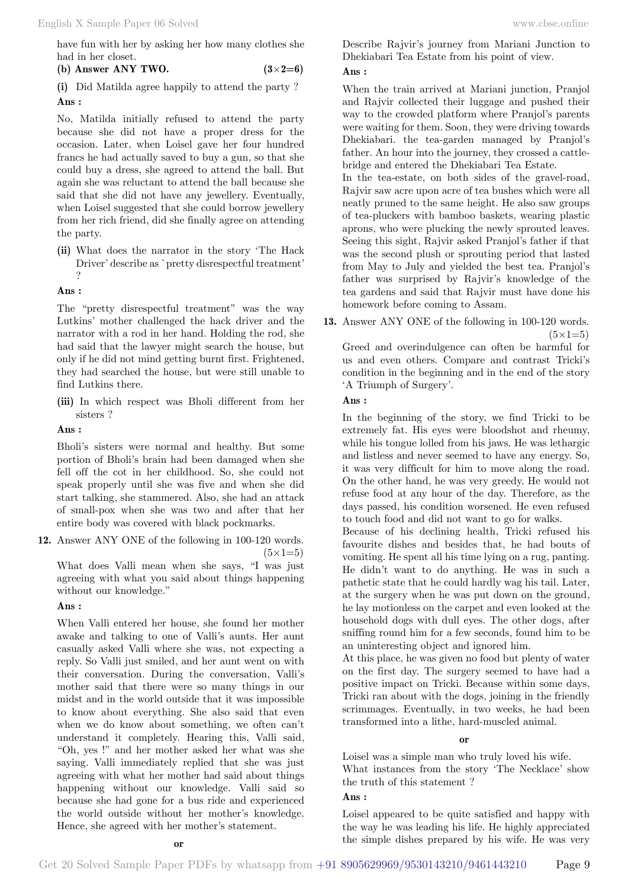have fun with her by asking her how many clothes she had in her closet.

**(b) Answer ANY TWO. (3×2=6)**

**(i)** Did Matilda agree happily to attend the party ?

**Ans :**

No, Matilda initially refused to attend the party because she did not have a proper dress for the occasion. Later, when Loisel gave her four hundred francs he had actually saved to buy a gun, so that she could buy a dress, she agreed to attend the ball. But again she was reluctant to attend the ball because she said that she did not have any jewellery. Eventually, when Loisel suggested that she could borrow jewellery from her rich friend, did she finally agree on attending the party.

**(ii)** What does the narrator in the story 'The Hack Driver' describe as `pretty disrespectful treatment' ?

**Ans :**

The "pretty disrespectful treatment" was the way Lutkins' mother challenged the hack driver and the narrator with a rod in her hand. Holding the rod, she had said that the lawyer might search the house, but only if he did not mind getting burnt first. Frightened, they had searched the house, but were still unable to find Lutkins there.

**(iii)** In which respect was Bholi different from her sisters ?

**Ans :**

Bholi's sisters were normal and healthy. But some portion of Bholi's brain had been damaged when she fell off the cot in her childhood. So, she could not speak properly until she was five and when she did start talking, she stammered. Also, she had an attack of small-pox when she was two and after that her entire body was covered with black pockmarks.

**12.** Answer ANY ONE of the following in 100-120 words. (5×1=5)

What does Valli mean when she says, "I was just agreeing with what you said about things happening without our knowledge."

**Ans :**

When Valli entered her house, she found her mother awake and talking to one of Valli's aunts. Her aunt casually asked Valli where she was, not expecting a reply. So Valli just smiled, and her aunt went on with their conversation. During the conversation, Valli's mother said that there were so many things in our midst and in the world outside that it was impossible to know about everything. She also said that even when we do know about something, we often can't understand it completely. Hearing this, Valli said, "Oh, yes !" and her mother asked her what was she saying. Valli immediately replied that she was just agreeing with what her mother had said about things happening without our knowledge. Valli said so because she had gone for a bus ride and experienced the world outside without her mother's knowledge. Hence, she agreed with her mother's statement.

**or**

Describe Rajvir's journey from Mariani Junction to Dhekiabari Tea Estate from his point of view.

**Ans :**

When the train arrived at Mariani junction, Pranjol and Rajvir collected their luggage and pushed their way to the crowded platform where Pranjol's parents were waiting for them. Soon, they were driving towards Dhekiabari. the tea-garden managed by Pranjol's father. An hour into the journey, they crossed a cattle-bridge and entered the Dhekiabari Tea Estate.

In the tea-estate, on both sides of the gravel-road, Rajvir saw acre upon acre of tea bushes which were all neatly pruned to the same height. He also saw groups of tea-pluckers with bamboo baskets, wearing plastic aprons, who were plucking the newly sprouted leaves. Seeing this sight, Rajvir asked Pranjol's father if that was the second plush or sprouting period that lasted from May to July and yielded the best tea. Pranjol's father was surprised by Rajvir's knowledge of the tea gardens and said that Rajvir must have done his homework before coming to Assam.

**13.** Answer ANY ONE of the following in 100-120 words. (5×1=5)

Greed and overindulgence can often be harmful for us and even others. Compare and contrast Tricki's condition in the beginning and in the end of the story 'A Triumph of Surgery'.

**Ans :**

In the beginning of the story, we find Tricki to be extremely fat. His eyes were bloodshot and rheumy, while his tongue lolled from his jaws. He was lethargic and listless and never seemed to have any energy. So, it was very difficult for him to move along the road. On the other hand, he was very greedy. He would not refuse food at any hour of the day. Therefore, as the days passed, his condition worsened. He even refused to touch food and did not want to go for walks.

Because of his declining health, Tricki refused his favourite dishes and besides that, he had bouts of vomiting. He spent all his time lying on a rug, panting. He didn't want to do anything. He was in such a pathetic state that he could hardly wag his tail. Later, at the surgery when he was put down on the ground, he lay motionless on the carpet and even looked at the household dogs with dull eyes. The other dogs, after sniffing round him for a few seconds, found him to be an uninteresting object and ignored him.

At this place, he was given no food but plenty of water on the first day. The surgery seemed to have had a positive impact on Tricki. Because within some days, Tricki ran about with the dogs, joining in the friendly scrimmages. Eventually, in two weeks, he had been transformed into a lithe, hard-muscled animal.

**or**

Loisel was a simple man who truly loved his wife. What instances from the story 'The Necklace' show the truth of this statement ?

**Ans :**

Loisel appeared to be quite satisfied and happy with the way he was leading his life. He highly appreciated the simple dishes prepared by his wife. He was very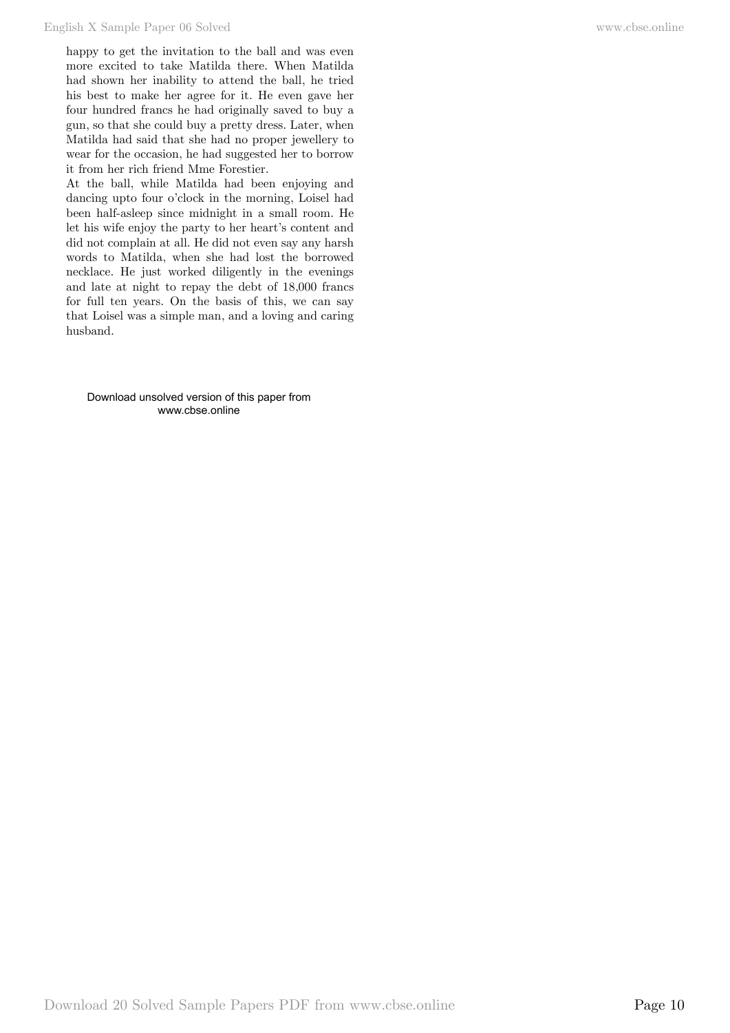happy to get the invitation to the ball and was even more excited to take Matilda there. When Matilda had shown her inability to attend the ball, he tried his best to make her agree for it. He even gave her four hundred francs he had originally saved to buy a gun, so that she could buy a pretty dress. Later, when Matilda had said that she had no proper jewellery to wear for the occasion, he had suggested her to borrow it from her rich friend Mme Forestier.

At the ball, while Matilda had been enjoying and dancing upto four o'clock in the morning, Loisel had been half-asleep since midnight in a small room. He let his wife enjoy the party to her heart's content and did not complain at all. He did not even say any harsh words to Matilda, when she had lost the borrowed necklace. He just worked diligently in the evenings and late at night to repay the debt of 18,000 francs for full ten years. On the basis of this, we can say that Loisel was a simple man, and a loving and caring husband.

Download unsolved version of this paper from www.cbse.online